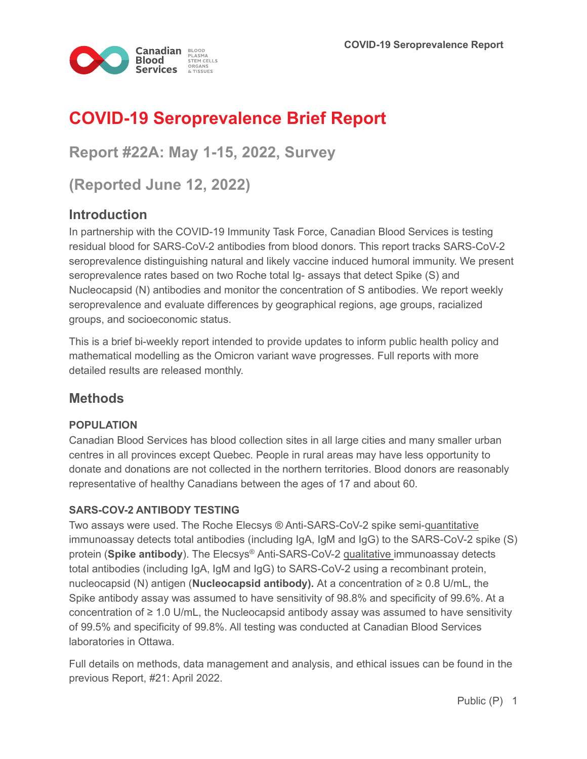# COVID-19 Seroprevalence Brief Report

## Report #22A: May 1-15, 2022, Survey

## (Reported June 12, 2022)

## Introduction

In partnership with the COVID-19 Immunity Task Force, Canadian Blood Services is testing residual blood for SARS-CoV-2 antibodies from blood donors. This report tracks SARS-CoV-2 seroprevalence distinguishing natural and likely vaccine induced humoral immunity. We present seroprevalence rates based on two Roche total Ig- assays that detect Spike (S) and Nucleocapsid (N) antibodies and monitor the concentration of S antibodies. We report weekly seroprevalence and evaluate differences by geographical regions, age groups, racialized groups, and socioeconomic status.

This is a brief bi-weekly report intended to provide updates to inform public health policy and mathematical modelling as the Omicron variant wave progresses. Full reports with more detailed results are released monthly.

## Methods

### POPULATION

Canadian Blood Services has blood collection sites in all large cities and many smaller urban centres in all provinces except Quebec. People in rural areas may have less opportunity to donate and donations are not collected in the northern territories. Blood donors are reasonably representative of healthy Canadians between the ages of 17 and about 60.

### SARS-COV-2 ANTIBODY TESTING

Two assays were used. The Roche Elecsys ® Anti-SARS-CoV-2 spike semi-quantitative immunoassay detects total antibodies (including IgA, IgM and IgG) to the SARS-CoV-2 spike (S) protein (**Spike antibody**). The Elecsys® Anti-SARS-CoV-2 qualitative immunoassay detects total antibodies (including IgA, IgM and IgG) to SARS-CoV-2 using a recombinant protein, nucleocapsid (N) antigen (**Nucleocapsid antibody).** At a concentration of ≥ 0.8 U/mL, the Spike antibody assay was assumed to have sensitivity of 98.8% and specificity of 99.6%. At a concentration of ≥ 1.0 U/mL, the Nucleocapsid antibody assay was assumed to have sensitivity of 99.5% and specificity of 99.8%. All testing was conducted at Canadian Blood Services laboratories in Ottawa.

Full details on methods, data management and analysis, and ethical issues can be found in the previous Report, #21: April 2022.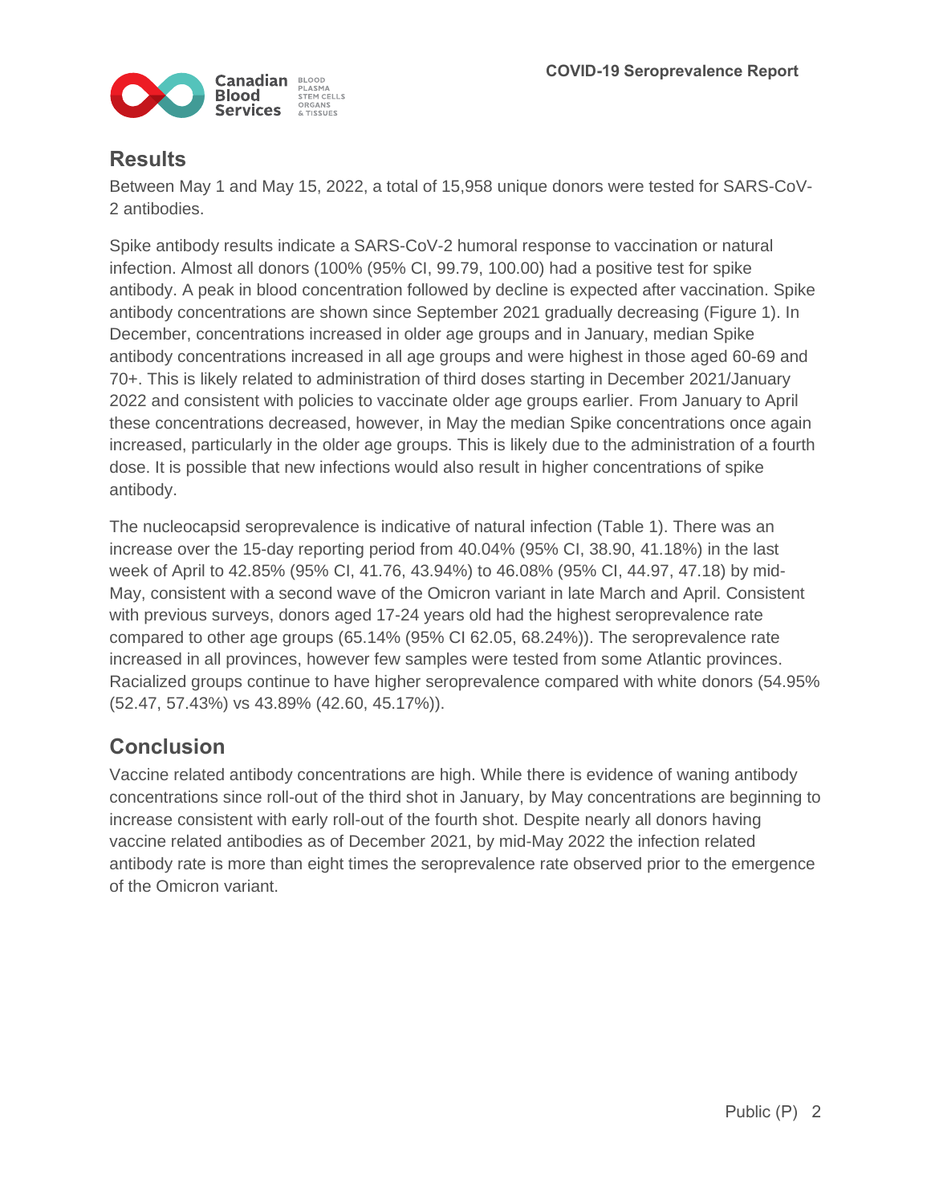## Results

Between May 1 and May 15, 2022, a total of 15,958 unique donors were tested for SARS-CoV-2 antibodies.

Spike antibody results indicate a SARS-CoV-2 humoral response to vaccination or natural infection. Almost all donors (100% (95% CI, 99.79, 100.00) had a positive test for spike antibody. A peak in blood concentration followed by decline is expected after vaccination. Spike antibody concentrations are shown since September 2021 gradually decreasing (Figure 1). In December, concentrations increased in older age groups and in January, median Spike antibody concentrations increased in all age groups and were highest in those aged 60-69 and 70+. This is likely related to administration of third doses starting in December 2021/January 2022 and consistent with policies to vaccinate older age groups earlier. From January to April these concentrations decreased, however, in May the median Spike concentrations once again increased, particularly in the older age groups. This is likely due to the administration of a fourth dose. It is possible that new infections would also result in higher concentrations of spike antibody.

The nucleocapsid seroprevalence is indicative of natural infection (Table 1). There was an increase over the 15-day reporting period from 40.04% (95% CI, 38.90, 41.18%) in the last week of April to 42.85% (95% CI, 41.76, 43.94%) to 46.08% (95% CI, 44.97, 47.18) by mid-May, consistent with a second wave of the Omicron variant in late March and April. Consistent with previous surveys, donors aged 17-24 years old had the highest seroprevalence rate compared to other age groups (65.14% (95% CI 62.05, 68.24%)). The seroprevalence rate increased in all provinces, however few samples were tested from some Atlantic provinces. Racialized groups continue to have higher seroprevalence compared with white donors (54.95% (52.47, 57.43%) vs 43.89% (42.60, 45.17%)).

## Conclusion

Vaccine related antibody concentrations are high. While there is evidence of waning antibody concentrations since roll-out of the third shot in January, by May concentrations are beginning to increase consistent with early roll-out of the fourth shot. Despite nearly all donors having vaccine related antibodies as of December 2021, by mid-May 2022 the infection related antibody rate is more than eight times the seroprevalence rate observed prior to the emergence of the Omicron variant.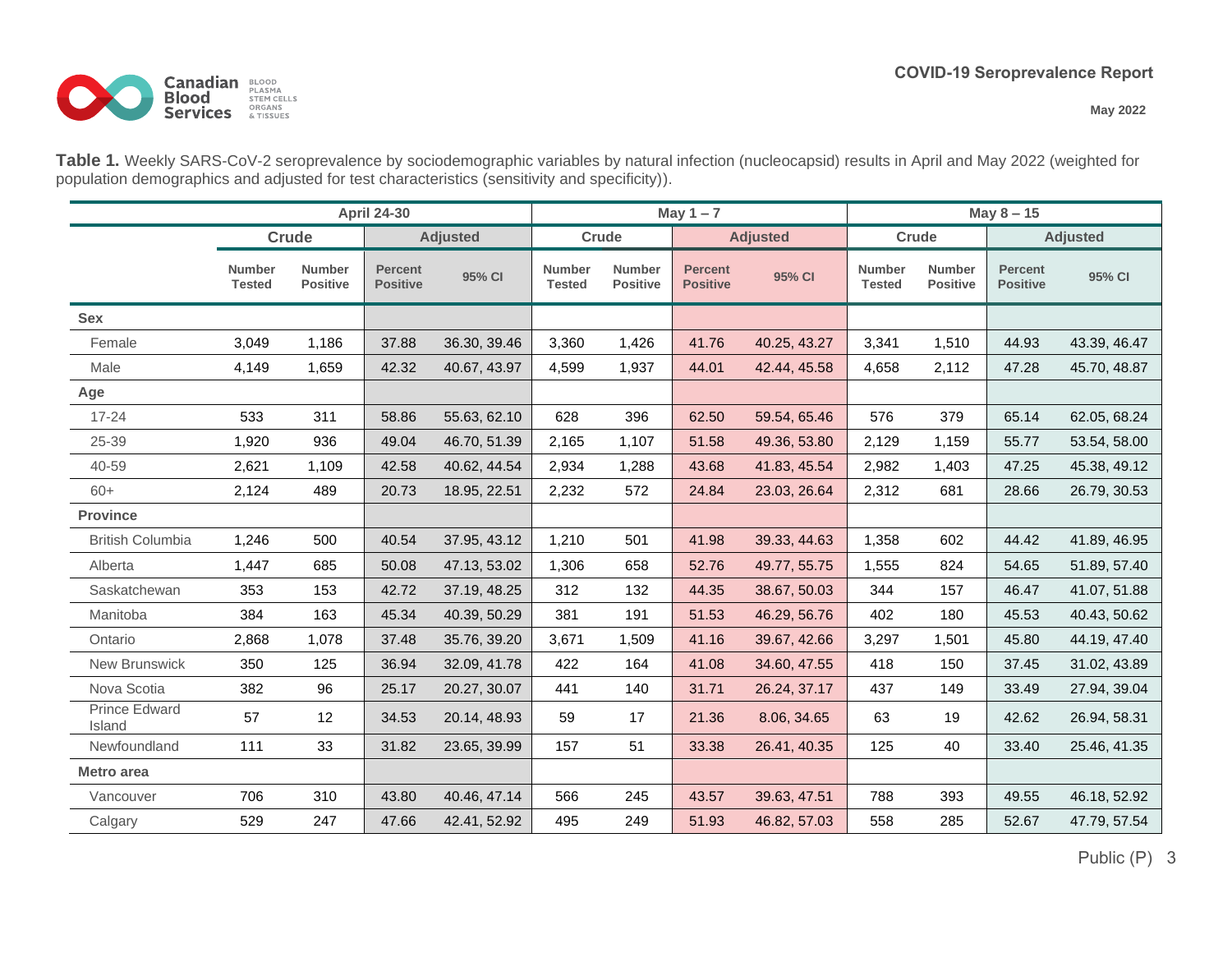**Table 1.** Weekly SARS-CoV-2 seroprevalence by sociodemographic variables by natural infection (nucleocapsid) results in April and May 2022 (weighted for population demographics and adjusted for test characteristics (sensitivity and specificity)).

| | April 24-30 | | | | May 1 – 7 | | | | May 8 – 15 | | | |
|---|---|---|---|---|---|---|---|---|---|---|---|---|
| | Crude | | Adjusted | | Crude | | Adjusted | | Crude | | Adjusted | |
| | Number Tested | Number Positive | Percent Positive | 95% CI | Number Tested | Number Positive | Percent Positive | 95% CI | Number Tested | Number Positive | Percent Positive | 95% CI |
| **Sex** | | | | | | | | | | | | |
| Female | 3,049 | 1,186 | 37.88 | 36.30, 39.46 | 3,360 | 1,426 | 41.76 | 40.25, 43.27 | 3,341 | 1,510 | 44.93 | 43.39, 46.47 |
| Male | 4,149 | 1,659 | 42.32 | 40.67, 43.97 | 4,599 | 1,937 | 44.01 | 42.44, 45.58 | 4,658 | 2,112 | 47.28 | 45.70, 48.87 |
| **Age** | | | | | | | | | | | | |
| 17-24 | 533 | 311 | 58.86 | 55.63, 62.10 | 628 | 396 | 62.50 | 59.54, 65.46 | 576 | 379 | 65.14 | 62.05, 68.24 |
| 25-39 | 1,920 | 936 | 49.04 | 46.70, 51.39 | 2,165 | 1,107 | 51.58 | 49.36, 53.80 | 2,129 | 1,159 | 55.77 | 53.54, 58.00 |
| 40-59 | 2,621 | 1,109 | 42.58 | 40.62, 44.54 | 2,934 | 1,288 | 43.68 | 41.83, 45.54 | 2,982 | 1,403 | 47.25 | 45.38, 49.12 |
| 60+ | 2,124 | 489 | 20.73 | 18.95, 22.51 | 2,232 | 572 | 24.84 | 23.03, 26.64 | 2,312 | 681 | 28.66 | 26.79, 30.53 |
| **Province** | | | | | | | | | | | | |
| British Columbia | 1,246 | 500 | 40.54 | 37.95, 43.12 | 1,210 | 501 | 41.98 | 39.33, 44.63 | 1,358 | 602 | 44.42 | 41.89, 46.95 |
| Alberta | 1,447 | 685 | 50.08 | 47.13, 53.02 | 1,306 | 658 | 52.76 | 49.77, 55.75 | 1,555 | 824 | 54.65 | 51.89, 57.40 |
| Saskatchewan | 353 | 153 | 42.72 | 37.19, 48.25 | 312 | 132 | 44.35 | 38.67, 50.03 | 344 | 157 | 46.47 | 41.07, 51.88 |
| Manitoba | 384 | 163 | 45.34 | 40.39, 50.29 | 381 | 191 | 51.53 | 46.29, 56.76 | 402 | 180 | 45.53 | 40.43, 50.62 |
| Ontario | 2,868 | 1,078 | 37.48 | 35.76, 39.20 | 3,671 | 1,509 | 41.16 | 39.67, 42.66 | 3,297 | 1,501 | 45.80 | 44.19, 47.40 |
| New Brunswick | 350 | 125 | 36.94 | 32.09, 41.78 | 422 | 164 | 41.08 | 34.60, 47.55 | 418 | 150 | 37.45 | 31.02, 43.89 |
| Nova Scotia | 382 | 96 | 25.17 | 20.27, 30.07 | 441 | 140 | 31.71 | 26.24, 37.17 | 437 | 149 | 33.49 | 27.94, 39.04 |
| Prince Edward Island | 57 | 12 | 34.53 | 20.14, 48.93 | 59 | 17 | 21.36 | 8.06, 34.65 | 63 | 19 | 42.62 | 26.94, 58.31 |
| Newfoundland | 111 | 33 | 31.82 | 23.65, 39.99 | 157 | 51 | 33.38 | 26.41, 40.35 | 125 | 40 | 33.40 | 25.46, 41.35 |
| **Metro area** | | | | | | | | | | | | |
| Vancouver | 706 | 310 | 43.80 | 40.46, 47.14 | 566 | 245 | 43.57 | 39.63, 47.51 | 788 | 393 | 49.55 | 46.18, 52.92 |
| Calgary | 529 | 247 | 47.66 | 42.41, 52.92 | 495 | 249 | 51.93 | 46.82, 57.03 | 558 | 285 | 52.67 | 47.79, 57.54 |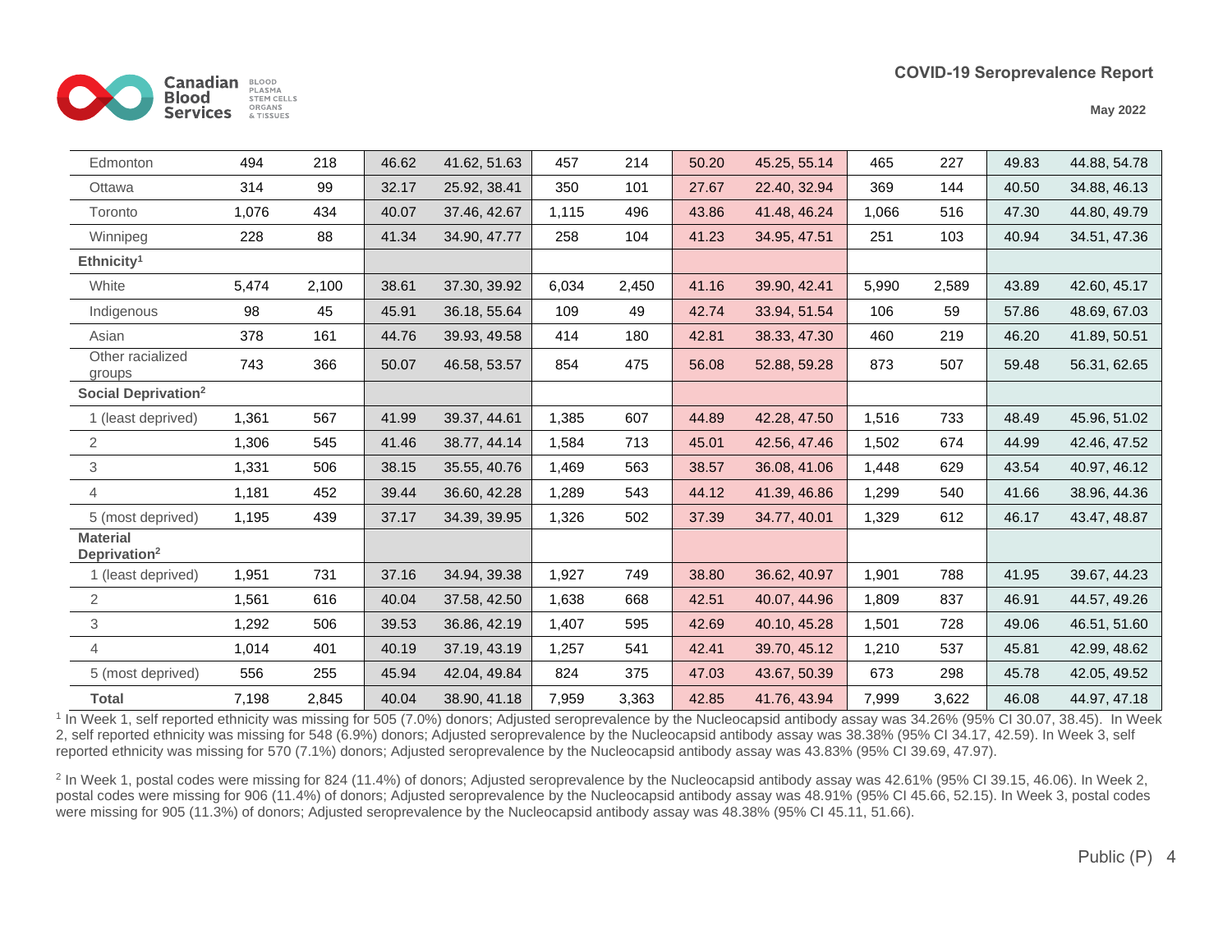| | | | | | | | | | | | | |
|---|---|---|---|---|---|---|---|---|---|---|---|---|
| Edmonton | 494 | 218 | 46.62 | 41.62, 51.63 | 457 | 214 | 50.20 | 45.25, 55.14 | 465 | 227 | 49.83 | 44.88, 54.78 |
| Ottawa | 314 | 99 | 32.17 | 25.92, 38.41 | 350 | 101 | 27.67 | 22.40, 32.94 | 369 | 144 | 40.50 | 34.88, 46.13 |
| Toronto | 1,076 | 434 | 40.07 | 37.46, 42.67 | 1,115 | 496 | 43.86 | 41.48, 46.24 | 1,066 | 516 | 47.30 | 44.80, 49.79 |
| Winnipeg | 228 | 88 | 41.34 | 34.90, 47.77 | 258 | 104 | 41.23 | 34.95, 47.51 | 251 | 103 | 40.94 | 34.51, 47.36 |
| **Ethnicity[1]** | | | | | | | | | | | | |
| White | 5,474 | 2,100 | 38.61 | 37.30, 39.92 | 6,034 | 2,450 | 41.16 | 39.90, 42.41 | 5,990 | 2,589 | 43.89 | 42.60, 45.17 |
| Indigenous | 98 | 45 | 45.91 | 36.18, 55.64 | 109 | 49 | 42.74 | 33.94, 51.54 | 106 | 59 | 57.86 | 48.69, 67.03 |
| Asian | 378 | 161 | 44.76 | 39.93, 49.58 | 414 | 180 | 42.81 | 38.33, 47.30 | 460 | 219 | 46.20 | 41.89, 50.51 |
| Other racialized groups | 743 | 366 | 50.07 | 46.58, 53.57 | 854 | 475 | 56.08 | 52.88, 59.28 | 873 | 507 | 59.48 | 56.31, 62.65 |
| **Social Deprivation[2]** | | | | | | | | | | | | |
| 1 (least deprived) | 1,361 | 567 | 41.99 | 39.37, 44.61 | 1,385 | 607 | 44.89 | 42.28, 47.50 | 1,516 | 733 | 48.49 | 45.96, 51.02 |
| 2 | 1,306 | 545 | 41.46 | 38.77, 44.14 | 1,584 | 713 | 45.01 | 42.56, 47.46 | 1,502 | 674 | 44.99 | 42.46, 47.52 |
| 3 | 1,331 | 506 | 38.15 | 35.55, 40.76 | 1,469 | 563 | 38.57 | 36.08, 41.06 | 1,448 | 629 | 43.54 | 40.97, 46.12 |
| 4 | 1,181 | 452 | 39.44 | 36.60, 42.28 | 1,289 | 543 | 44.12 | 41.39, 46.86 | 1,299 | 540 | 41.66 | 38.96, 44.36 |
| 5 (most deprived) | 1,195 | 439 | 37.17 | 34.39, 39.95 | 1,326 | 502 | 37.39 | 34.77, 40.01 | 1,329 | 612 | 46.17 | 43.47, 48.87 |
| **Material Deprivation[2]** | | | | | | | | | | | | |
| 1 (least deprived) | 1,951 | 731 | 37.16 | 34.94, 39.38 | 1,927 | 749 | 38.80 | 36.62, 40.97 | 1,901 | 788 | 41.95 | 39.67, 44.23 |
| 2 | 1,561 | 616 | 40.04 | 37.58, 42.50 | 1,638 | 668 | 42.51 | 40.07, 44.96 | 1,809 | 837 | 46.91 | 44.57, 49.26 |
| 3 | 1,292 | 506 | 39.53 | 36.86, 42.19 | 1,407 | 595 | 42.69 | 40.10, 45.28 | 1,501 | 728 | 49.06 | 46.51, 51.60 |
| 4 | 1,014 | 401 | 40.19 | 37.19, 43.19 | 1,257 | 541 | 42.41 | 39.70, 45.12 | 1,210 | 537 | 45.81 | 42.99, 48.62 |
| 5 (most deprived) | 556 | 255 | 45.94 | 42.04, 49.84 | 824 | 375 | 47.03 | 43.67, 50.39 | 673 | 298 | 45.78 | 42.05, 49.52 |
| **Total** | 7,198 | 2,845 | 40.04 | 38.90, 41.18 | 7,959 | 3,363 | 42.85 | 41.76, 43.94 | 7,999 | 3,622 | 46.08 | 44.97, 47.18 |

[1] In Week 1, self reported ethnicity was missing for 505 (7.0%) donors; Adjusted seroprevalence by the Nucleocapsid antibody assay was 34.26% (95% CI 30.07, 38.45). In Week 2, self reported ethnicity was missing for 548 (6.9%) donors; Adjusted seroprevalence by the Nucleocapsid antibody assay was 38.38% (95% CI 34.17, 42.59). In Week 3, self reported ethnicity was missing for 570 (7.1%) donors; Adjusted seroprevalence by the Nucleocapsid antibody assay was 43.83% (95% CI 39.69, 47.97).

[2] In Week 1, postal codes were missing for 824 (11.4%) of donors; Adjusted seroprevalence by the Nucleocapsid antibody assay was 42.61% (95% CI 39.15, 46.06). In Week 2, postal codes were missing for 906 (11.4%) of donors; Adjusted seroprevalence by the Nucleocapsid antibody assay was 48.91% (95% CI 45.66, 52.15). In Week 3, postal codes were missing for 905 (11.3%) of donors; Adjusted seroprevalence by the Nucleocapsid antibody assay was 48.38% (95% CI 45.11, 51.66).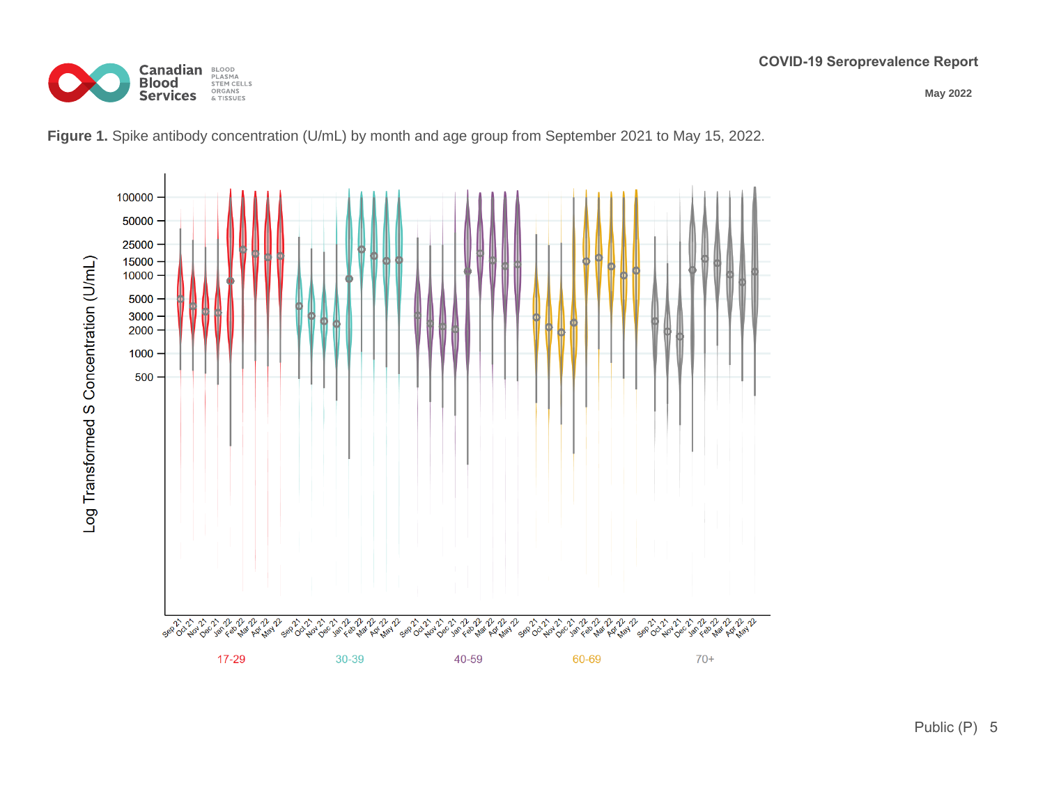**Figure 1.** Spike antibody concentration (U/mL) by month and age group from September 2021 to May 15, 2022.

Log Transformed S Concentration (U/mL)

100000
50000
25000
15000
10000
5000
3000
2000
1000
500

Sep 21 Oct 21 Nov 21 Dec 21 Jan 22 Feb 22 Mar 22 Apr 22 May 22

17-29

30-39

40-59

60-69

70+